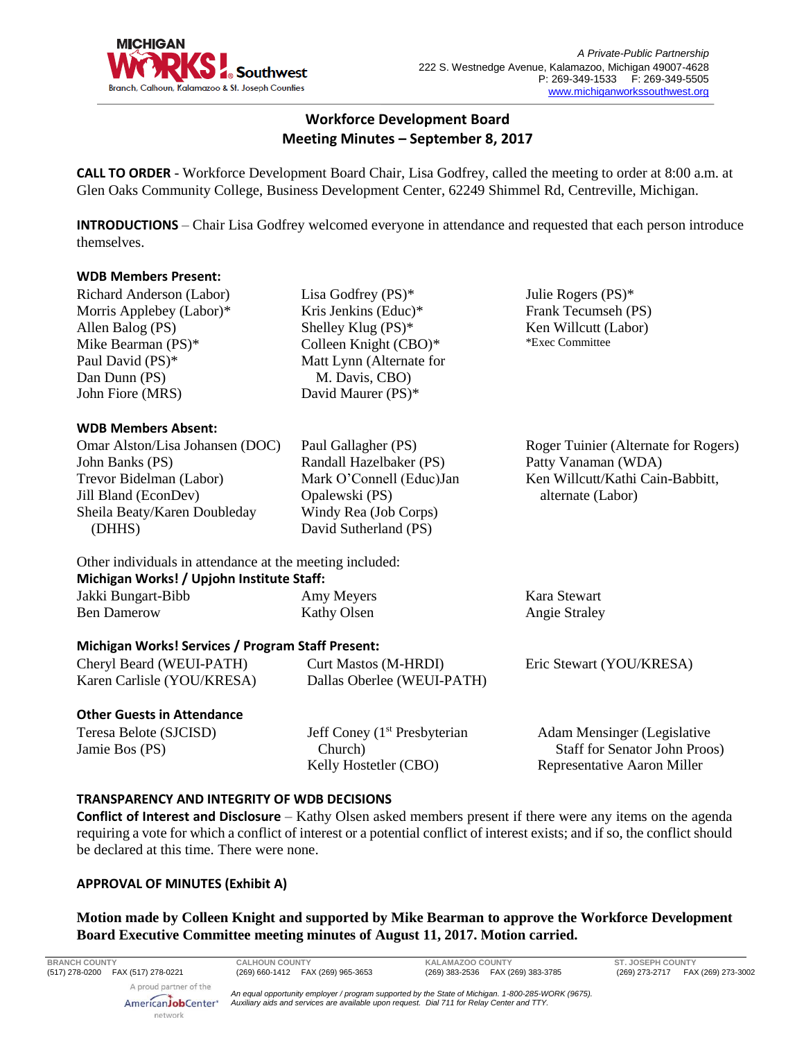A Private-Public Partnership
222 S. Westnedge Avenue, Kalamazoo, Michigan 49007-4628
P: 269-349-1533 F: 269-349-5505
www.michiganworkssouthwest.org

# Workforce Development Board
## Meeting Minutes – September 8, 2017

**CALL TO ORDER** - Workforce Development Board Chair, Lisa Godfrey, called the meeting to order at 8:00 a.m. at Glen Oaks Community College, Business Development Center, 62249 Shimmel Rd, Centreville, Michigan.

**INTRODUCTIONS** – Chair Lisa Godfrey welcomed everyone in attendance and requested that each person introduce themselves.

**WDB Members Present:**

Richard Anderson (Labor)
Morris Applebey (Labor)*
Allen Balog (PS)
Mike Bearman (PS)*
Paul David (PS)*
Dan Dunn (PS)
John Fiore (MRS)
Lisa Godfrey (PS)*
Kris Jenkins (Educ)*
Shelley Klug (PS)*
Colleen Knight (CBO)*
Matt Lynn (Alternate for M. Davis, CBO)
David Maurer (PS)*
Julie Rogers (PS)*
Frank Tecumseh (PS)
Ken Willcutt (Labor)

*Exec Committee

**WDB Members Absent:**

Omar Alston/Lisa Johansen (DOC)
John Banks (PS)
Trevor Bidelman (Labor)
Jill Bland (EconDev)
Sheila Beaty/Karen Doubleday (DHHS)
Paul Gallagher (PS)
Randall Hazelbaker (PS)
Mark O'Connell (Educ)Jan Opalewski (PS)
Windy Rea (Job Corps)
David Sutherland (PS)
Roger Tuinier (Alternate for Rogers)
Patty Vanaman (WDA)
Ken Willcutt/Kathi Cain-Babbitt, alternate (Labor)

Other individuals in attendance at the meeting included:

**Michigan Works! / Upjohn Institute Staff:**

Jakki Bungart-Bibb
Ben Damerow
Amy Meyers
Kathy Olsen
Kara Stewart
Angie Straley

**Michigan Works! Services / Program Staff Present:**

Cheryl Beard (WEUI-PATH)
Karen Carlisle (YOU/KRESA)
Curt Mastos (M-HRDI)
Dallas Oberlee (WEUI-PATH)
Eric Stewart (YOU/KRESA)

**Other Guests in Attendance**

Teresa Belote (SJCISD)
Jamie Bos (PS)
Jeff Coney (1st Presbyterian Church)
Kelly Hostetler (CBO)
Adam Mensinger (Legislative Staff for Senator John Proos)
Representative Aaron Miller

**TRANSPARENCY AND INTEGRITY OF WDB DECISIONS**

**Conflict of Interest and Disclosure** – Kathy Olsen asked members present if there were any items on the agenda requiring a vote for which a conflict of interest or a potential conflict of interest exists; and if so, the conflict should be declared at this time. There were none.

**APPROVAL OF MINUTES (Exhibit A)**

**Motion made by Colleen Knight and supported by Mike Bearman to approve the Workforce Development Board Executive Committee meeting minutes of August 11, 2017. Motion carried.**

BRANCH COUNTY (517) 278-0200 FAX (517) 278-0221 | CALHOUN COUNTY (269) 660-1412 FAX (269) 965-3653 | KALAMAZOO COUNTY (269) 383-2536 FAX (269) 383-3785 | ST. JOSEPH COUNTY (269) 273-2717 FAX (269) 273-3002

A proud partner of the AmericanJobCenter network

*An equal opportunity employer / program supported by the State of Michigan. 1-800-285-WORK (9675). Auxiliary aids and services are available upon request. Dial 711 for Relay Center and TTY.*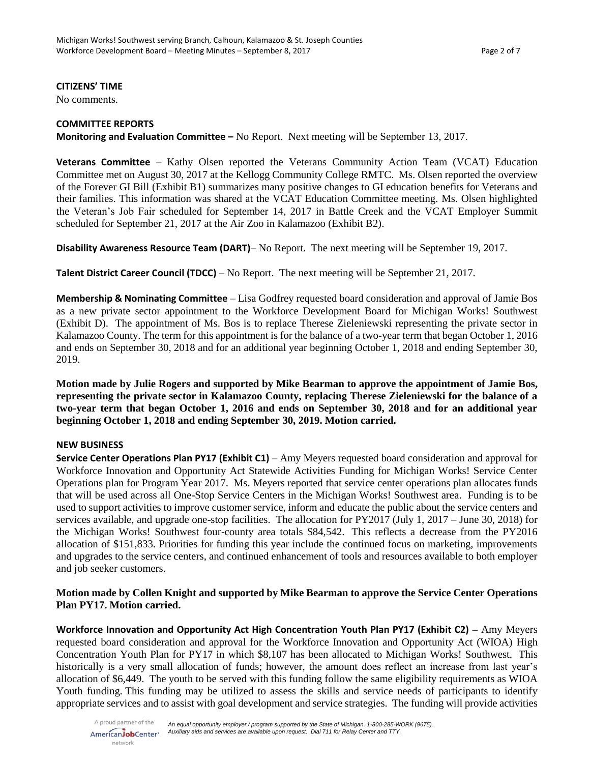**CITIZENS' TIME**

No comments.

**COMMITTEE REPORTS**

**Monitoring and Evaluation Committee –** No Report. Next meeting will be September 13, 2017.

**Veterans Committee** – Kathy Olsen reported the Veterans Community Action Team (VCAT) Education Committee met on August 30, 2017 at the Kellogg Community College RMTC. Ms. Olsen reported the overview of the Forever GI Bill (Exhibit B1) summarizes many positive changes to GI education benefits for Veterans and their families. This information was shared at the VCAT Education Committee meeting. Ms. Olsen highlighted the Veteran's Job Fair scheduled for September 14, 2017 in Battle Creek and the VCAT Employer Summit scheduled for September 21, 2017 at the Air Zoo in Kalamazoo (Exhibit B2).

**Disability Awareness Resource Team (DART)**– No Report. The next meeting will be September 19, 2017.

**Talent District Career Council (TDCC)** – No Report. The next meeting will be September 21, 2017.

**Membership & Nominating Committee** – Lisa Godfrey requested board consideration and approval of Jamie Bos as a new private sector appointment to the Workforce Development Board for Michigan Works! Southwest (Exhibit D). The appointment of Ms. Bos is to replace Therese Zieleniewski representing the private sector in Kalamazoo County. The term for this appointment is for the balance of a two-year term that began October 1, 2016 and ends on September 30, 2018 and for an additional year beginning October 1, 2018 and ending September 30, 2019.

**Motion made by Julie Rogers and supported by Mike Bearman to approve the appointment of Jamie Bos, representing the private sector in Kalamazoo County, replacing Therese Zieleniewski for the balance of a two-year term that began October 1, 2016 and ends on September 30, 2018 and for an additional year beginning October 1, 2018 and ending September 30, 2019. Motion carried.**

**NEW BUSINESS**

**Service Center Operations Plan PY17 (Exhibit C1)** – Amy Meyers requested board consideration and approval for Workforce Innovation and Opportunity Act Statewide Activities Funding for Michigan Works! Service Center Operations plan for Program Year 2017. Ms. Meyers reported that service center operations plan allocates funds that will be used across all One-Stop Service Centers in the Michigan Works! Southwest area. Funding is to be used to support activities to improve customer service, inform and educate the public about the service centers and services available, and upgrade one-stop facilities. The allocation for PY2017 (July 1, 2017 – June 30, 2018) for the Michigan Works! Southwest four-county area totals $84,542. This reflects a decrease from the PY2016 allocation of $151,833. Priorities for funding this year include the continued focus on marketing, improvements and upgrades to the service centers, and continued enhancement of tools and resources available to both employer and job seeker customers.

**Motion made by Collen Knight and supported by Mike Bearman to approve the Service Center Operations Plan PY17. Motion carried.**

**Workforce Innovation and Opportunity Act High Concentration Youth Plan PY17 (Exhibit C2)** – Amy Meyers requested board consideration and approval for the Workforce Innovation and Opportunity Act (WIOA) High Concentration Youth Plan for PY17 in which $8,107 has been allocated to Michigan Works! Southwest. This historically is a very small allocation of funds; however, the amount does reflect an increase from last year's allocation of $6,449. The youth to be served with this funding follow the same eligibility requirements as WIOA Youth funding. This funding may be utilized to assess the skills and service needs of participants to identify appropriate services and to assist with goal development and service strategies. The funding will provide activities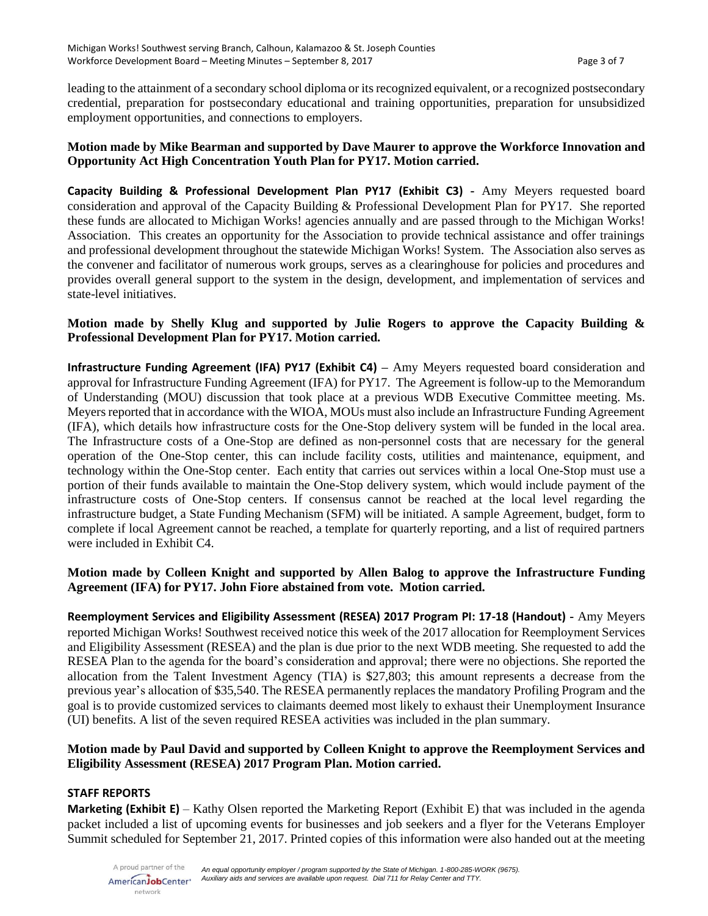leading to the attainment of a secondary school diploma or its recognized equivalent, or a recognized postsecondary credential, preparation for postsecondary educational and training opportunities, preparation for unsubsidized employment opportunities, and connections to employers.

**Motion made by Mike Bearman and supported by Dave Maurer to approve the Workforce Innovation and Opportunity Act High Concentration Youth Plan for PY17. Motion carried.**

**Capacity Building & Professional Development Plan PY17 (Exhibit C3) -** Amy Meyers requested board consideration and approval of the Capacity Building & Professional Development Plan for PY17. She reported these funds are allocated to Michigan Works! agencies annually and are passed through to the Michigan Works! Association. This creates an opportunity for the Association to provide technical assistance and offer trainings and professional development throughout the statewide Michigan Works! System. The Association also serves as the convener and facilitator of numerous work groups, serves as a clearinghouse for policies and procedures and provides overall general support to the system in the design, development, and implementation of services and state-level initiatives.

**Motion made by Shelly Klug and supported by Julie Rogers to approve the Capacity Building & Professional Development Plan for PY17. Motion carried.**

**Infrastructure Funding Agreement (IFA) PY17 (Exhibit C4)** – Amy Meyers requested board consideration and approval for Infrastructure Funding Agreement (IFA) for PY17. The Agreement is follow-up to the Memorandum of Understanding (MOU) discussion that took place at a previous WDB Executive Committee meeting. Ms. Meyers reported that in accordance with the WIOA, MOUs must also include an Infrastructure Funding Agreement (IFA), which details how infrastructure costs for the One-Stop delivery system will be funded in the local area. The Infrastructure costs of a One-Stop are defined as non-personnel costs that are necessary for the general operation of the One-Stop center, this can include facility costs, utilities and maintenance, equipment, and technology within the One-Stop center. Each entity that carries out services within a local One-Stop must use a portion of their funds available to maintain the One-Stop delivery system, which would include payment of the infrastructure costs of One-Stop centers. If consensus cannot be reached at the local level regarding the infrastructure budget, a State Funding Mechanism (SFM) will be initiated. A sample Agreement, budget, form to complete if local Agreement cannot be reached, a template for quarterly reporting, and a list of required partners were included in Exhibit C4.

**Motion made by Colleen Knight and supported by Allen Balog to approve the Infrastructure Funding Agreement (IFA) for PY17. John Fiore abstained from vote. Motion carried.**

**Reemployment Services and Eligibility Assessment (RESEA) 2017 Program PI: 17-18 (Handout) -** Amy Meyers reported Michigan Works! Southwest received notice this week of the 2017 allocation for Reemployment Services and Eligibility Assessment (RESEA) and the plan is due prior to the next WDB meeting. She requested to add the RESEA Plan to the agenda for the board's consideration and approval; there were no objections. She reported the allocation from the Talent Investment Agency (TIA) is $27,803; this amount represents a decrease from the previous year's allocation of $35,540. The RESEA permanently replaces the mandatory Profiling Program and the goal is to provide customized services to claimants deemed most likely to exhaust their Unemployment Insurance (UI) benefits. A list of the seven required RESEA activities was included in the plan summary.

**Motion made by Paul David and supported by Colleen Knight to approve the Reemployment Services and Eligibility Assessment (RESEA) 2017 Program Plan. Motion carried.**

**STAFF REPORTS**

**Marketing (Exhibit E)** – Kathy Olsen reported the Marketing Report (Exhibit E) that was included in the agenda packet included a list of upcoming events for businesses and job seekers and a flyer for the Veterans Employer Summit scheduled for September 21, 2017. Printed copies of this information were also handed out at the meeting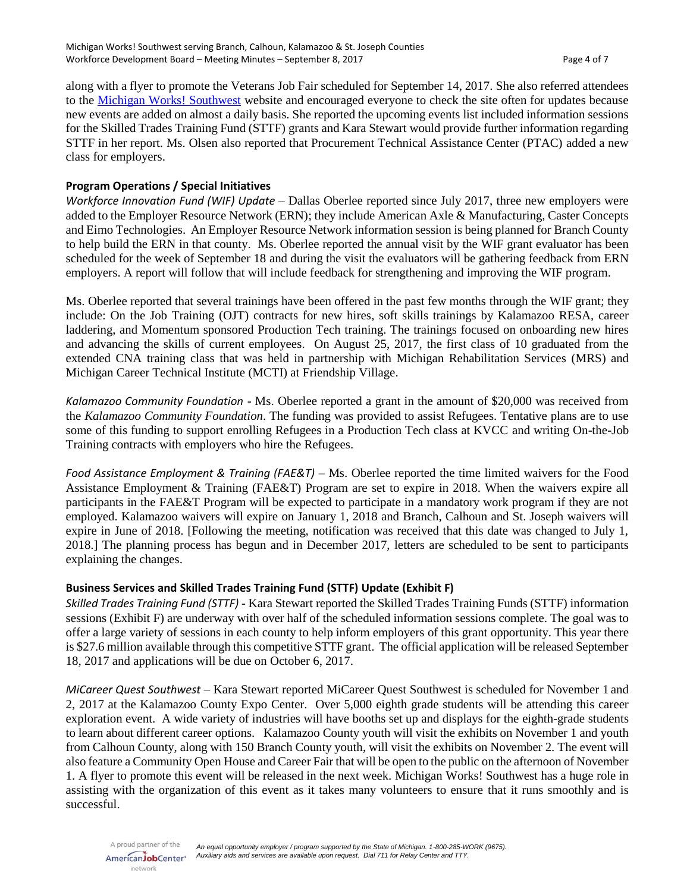along with a flyer to promote the Veterans Job Fair scheduled for September 14, 2017. She also referred attendees to the Michigan Works! Southwest website and encouraged everyone to check the site often for updates because new events are added on almost a daily basis. She reported the upcoming events list included information sessions for the Skilled Trades Training Fund (STTF) grants and Kara Stewart would provide further information regarding STTF in her report. Ms. Olsen also reported that Procurement Technical Assistance Center (PTAC) added a new class for employers.

**Program Operations / Special Initiatives**

*Workforce Innovation Fund (WIF) Update* – Dallas Oberlee reported since July 2017, three new employers were added to the Employer Resource Network (ERN); they include American Axle & Manufacturing, Caster Concepts and Eimo Technologies. An Employer Resource Network information session is being planned for Branch County to help build the ERN in that county. Ms. Oberlee reported the annual visit by the WIF grant evaluator has been scheduled for the week of September 18 and during the visit the evaluators will be gathering feedback from ERN employers. A report will follow that will include feedback for strengthening and improving the WIF program.

Ms. Oberlee reported that several trainings have been offered in the past few months through the WIF grant; they include: On the Job Training (OJT) contracts for new hires, soft skills trainings by Kalamazoo RESA, career laddering, and Momentum sponsored Production Tech training. The trainings focused on onboarding new hires and advancing the skills of current employees. On August 25, 2017, the first class of 10 graduated from the extended CNA training class that was held in partnership with Michigan Rehabilitation Services (MRS) and Michigan Career Technical Institute (MCTI) at Friendship Village.

*Kalamazoo Community Foundation* - Ms. Oberlee reported a grant in the amount of $20,000 was received from the *Kalamazoo Community Foundation*. The funding was provided to assist Refugees. Tentative plans are to use some of this funding to support enrolling Refugees in a Production Tech class at KVCC and writing On-the-Job Training contracts with employers who hire the Refugees.

*Food Assistance Employment & Training (FAE&T)* – Ms. Oberlee reported the time limited waivers for the Food Assistance Employment & Training (FAE&T) Program are set to expire in 2018. When the waivers expire all participants in the FAE&T Program will be expected to participate in a mandatory work program if they are not employed. Kalamazoo waivers will expire on January 1, 2018 and Branch, Calhoun and St. Joseph waivers will expire in June of 2018. [Following the meeting, notification was received that this date was changed to July 1, 2018.] The planning process has begun and in December 2017, letters are scheduled to be sent to participants explaining the changes.

**Business Services and Skilled Trades Training Fund (STTF) Update (Exhibit F)**

*Skilled Trades Training Fund (STTF)* - Kara Stewart reported the Skilled Trades Training Funds (STTF) information sessions (Exhibit F) are underway with over half of the scheduled information sessions complete. The goal was to offer a large variety of sessions in each county to help inform employers of this grant opportunity. This year there is $27.6 million available through this competitive STTF grant. The official application will be released September 18, 2017 and applications will be due on October 6, 2017.

*MiCareer Quest Southwest* – Kara Stewart reported MiCareer Quest Southwest is scheduled for November 1 and 2, 2017 at the Kalamazoo County Expo Center. Over 5,000 eighth grade students will be attending this career exploration event. A wide variety of industries will have booths set up and displays for the eighth-grade students to learn about different career options. Kalamazoo County youth will visit the exhibits on November 1 and youth from Calhoun County, along with 150 Branch County youth, will visit the exhibits on November 2. The event will also feature a Community Open House and Career Fair that will be open to the public on the afternoon of November 1. A flyer to promote this event will be released in the next week. Michigan Works! Southwest has a huge role in assisting with the organization of this event as it takes many volunteers to ensure that it runs smoothly and is successful.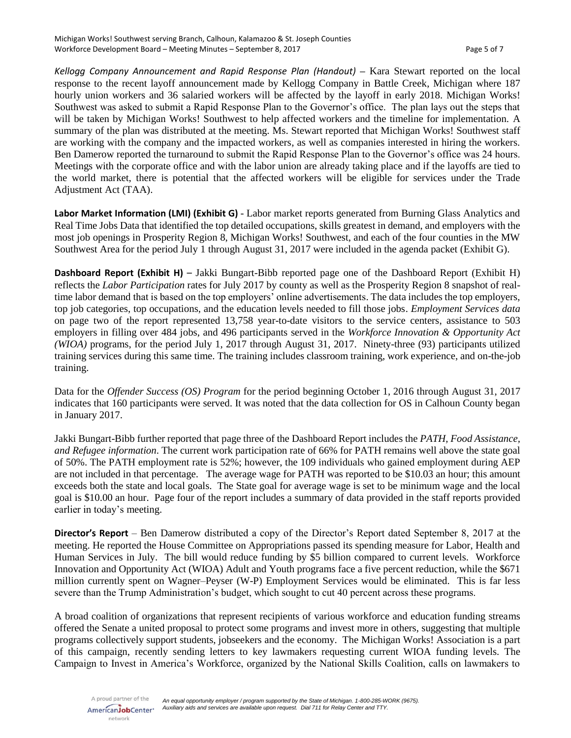*Kellogg Company Announcement and Rapid Response Plan (Handout)* – Kara Stewart reported on the local response to the recent layoff announcement made by Kellogg Company in Battle Creek, Michigan where 187 hourly union workers and 36 salaried workers will be affected by the layoff in early 2018. Michigan Works! Southwest was asked to submit a Rapid Response Plan to the Governor's office. The plan lays out the steps that will be taken by Michigan Works! Southwest to help affected workers and the timeline for implementation. A summary of the plan was distributed at the meeting. Ms. Stewart reported that Michigan Works! Southwest staff are working with the company and the impacted workers, as well as companies interested in hiring the workers. Ben Damerow reported the turnaround to submit the Rapid Response Plan to the Governor's office was 24 hours. Meetings with the corporate office and with the labor union are already taking place and if the layoffs are tied to the world market, there is potential that the affected workers will be eligible for services under the Trade Adjustment Act (TAA).

**Labor Market Information (LMI) (Exhibit G)** - Labor market reports generated from Burning Glass Analytics and Real Time Jobs Data that identified the top detailed occupations, skills greatest in demand, and employers with the most job openings in Prosperity Region 8, Michigan Works! Southwest, and each of the four counties in the MW Southwest Area for the period July 1 through August 31, 2017 were included in the agenda packet (Exhibit G).

**Dashboard Report (Exhibit H)** – Jakki Bungart-Bibb reported page one of the Dashboard Report (Exhibit H) reflects the *Labor Participation* rates for July 2017 by county as well as the Prosperity Region 8 snapshot of real-time labor demand that is based on the top employers' online advertisements. The data includes the top employers, top job categories, top occupations, and the education levels needed to fill those jobs. *Employment Services data* on page two of the report represented 13,758 year-to-date visitors to the service centers, assistance to 503 employers in filling over 484 jobs, and 496 participants served in the *Workforce Innovation & Opportunity Act (WIOA)* programs, for the period July 1, 2017 through August 31, 2017. Ninety-three (93) participants utilized training services during this same time. The training includes classroom training, work experience, and on-the-job training.

Data for the *Offender Success (OS) Program* for the period beginning October 1, 2016 through August 31, 2017 indicates that 160 participants were served. It was noted that the data collection for OS in Calhoun County began in January 2017.

Jakki Bungart-Bibb further reported that page three of the Dashboard Report includes the *PATH, Food Assistance, and Refugee information*. The current work participation rate of 66% for PATH remains well above the state goal of 50%. The PATH employment rate is 52%; however, the 109 individuals who gained employment during AEP are not included in that percentage. The average wage for PATH was reported to be $10.03 an hour; this amount exceeds both the state and local goals. The State goal for average wage is set to be minimum wage and the local goal is $10.00 an hour. Page four of the report includes a summary of data provided in the staff reports provided earlier in today's meeting.

**Director's Report** – Ben Damerow distributed a copy of the Director's Report dated September 8, 2017 at the meeting. He reported the House Committee on Appropriations passed its spending measure for Labor, Health and Human Services in July. The bill would reduce funding by $5 billion compared to current levels. Workforce Innovation and Opportunity Act (WIOA) Adult and Youth programs face a five percent reduction, while the $671 million currently spent on Wagner–Peyser (W-P) Employment Services would be eliminated. This is far less severe than the Trump Administration's budget, which sought to cut 40 percent across these programs.

A broad coalition of organizations that represent recipients of various workforce and education funding streams offered the Senate a united proposal to protect some programs and invest more in others, suggesting that multiple programs collectively support students, jobseekers and the economy. The Michigan Works! Association is a part of this campaign, recently sending letters to key lawmakers requesting current WIOA funding levels. The Campaign to Invest in America's Workforce, organized by the National Skills Coalition, calls on lawmakers to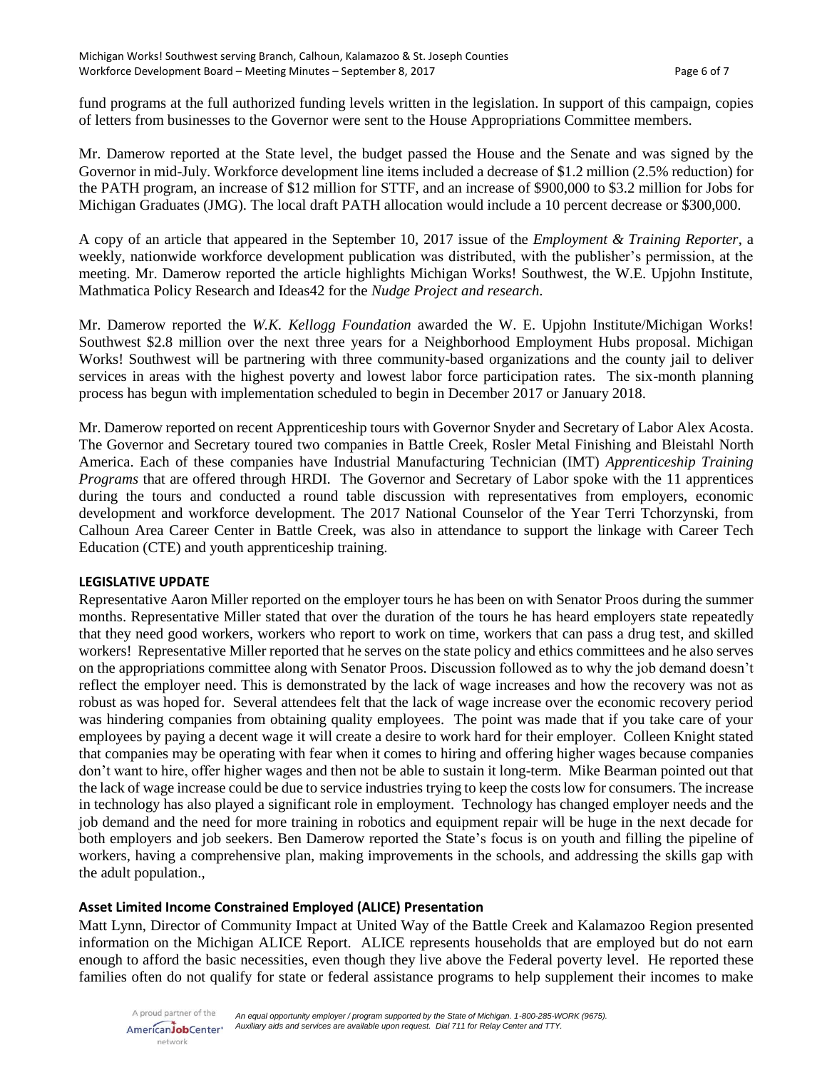fund programs at the full authorized funding levels written in the legislation. In support of this campaign, copies of letters from businesses to the Governor were sent to the House Appropriations Committee members.

Mr. Damerow reported at the State level, the budget passed the House and the Senate and was signed by the Governor in mid-July. Workforce development line items included a decrease of $1.2 million (2.5% reduction) for the PATH program, an increase of $12 million for STTF, and an increase of $900,000 to $3.2 million for Jobs for Michigan Graduates (JMG). The local draft PATH allocation would include a 10 percent decrease or $300,000.

A copy of an article that appeared in the September 10, 2017 issue of the *Employment & Training Reporter*, a weekly, nationwide workforce development publication was distributed, with the publisher's permission, at the meeting. Mr. Damerow reported the article highlights Michigan Works! Southwest, the W.E. Upjohn Institute, Mathmatica Policy Research and Ideas42 for the *Nudge Project and research*.

Mr. Damerow reported the *W.K. Kellogg Foundation* awarded the W. E. Upjohn Institute/Michigan Works! Southwest $2.8 million over the next three years for a Neighborhood Employment Hubs proposal. Michigan Works! Southwest will be partnering with three community-based organizations and the county jail to deliver services in areas with the highest poverty and lowest labor force participation rates. The six-month planning process has begun with implementation scheduled to begin in December 2017 or January 2018.

Mr. Damerow reported on recent Apprenticeship tours with Governor Snyder and Secretary of Labor Alex Acosta. The Governor and Secretary toured two companies in Battle Creek, Rosler Metal Finishing and Bleistahl North America. Each of these companies have Industrial Manufacturing Technician (IMT) *Apprenticeship Training Programs* that are offered through HRDI. The Governor and Secretary of Labor spoke with the 11 apprentices during the tours and conducted a round table discussion with representatives from employers, economic development and workforce development. The 2017 National Counselor of the Year Terri Tchorzynski, from Calhoun Area Career Center in Battle Creek, was also in attendance to support the linkage with Career Tech Education (CTE) and youth apprenticeship training.

**LEGISLATIVE UPDATE**

Representative Aaron Miller reported on the employer tours he has been on with Senator Proos during the summer months. Representative Miller stated that over the duration of the tours he has heard employers state repeatedly that they need good workers, workers who report to work on time, workers that can pass a drug test, and skilled workers! Representative Miller reported that he serves on the state policy and ethics committees and he also serves on the appropriations committee along with Senator Proos. Discussion followed as to why the job demand doesn't reflect the employer need. This is demonstrated by the lack of wage increases and how the recovery was not as robust as was hoped for. Several attendees felt that the lack of wage increase over the economic recovery period was hindering companies from obtaining quality employees. The point was made that if you take care of your employees by paying a decent wage it will create a desire to work hard for their employer. Colleen Knight stated that companies may be operating with fear when it comes to hiring and offering higher wages because companies don't want to hire, offer higher wages and then not be able to sustain it long-term. Mike Bearman pointed out that the lack of wage increase could be due to service industries trying to keep the costs low for consumers. The increase in technology has also played a significant role in employment. Technology has changed employer needs and the job demand and the need for more training in robotics and equipment repair will be huge in the next decade for both employers and job seekers. Ben Damerow reported the State's focus is on youth and filling the pipeline of workers, having a comprehensive plan, making improvements in the schools, and addressing the skills gap with the adult population.,

**Asset Limited Income Constrained Employed (ALICE) Presentation**

Matt Lynn, Director of Community Impact at United Way of the Battle Creek and Kalamazoo Region presented information on the Michigan ALICE Report. ALICE represents households that are employed but do not earn enough to afford the basic necessities, even though they live above the Federal poverty level. He reported these families often do not qualify for state or federal assistance programs to help supplement their incomes to make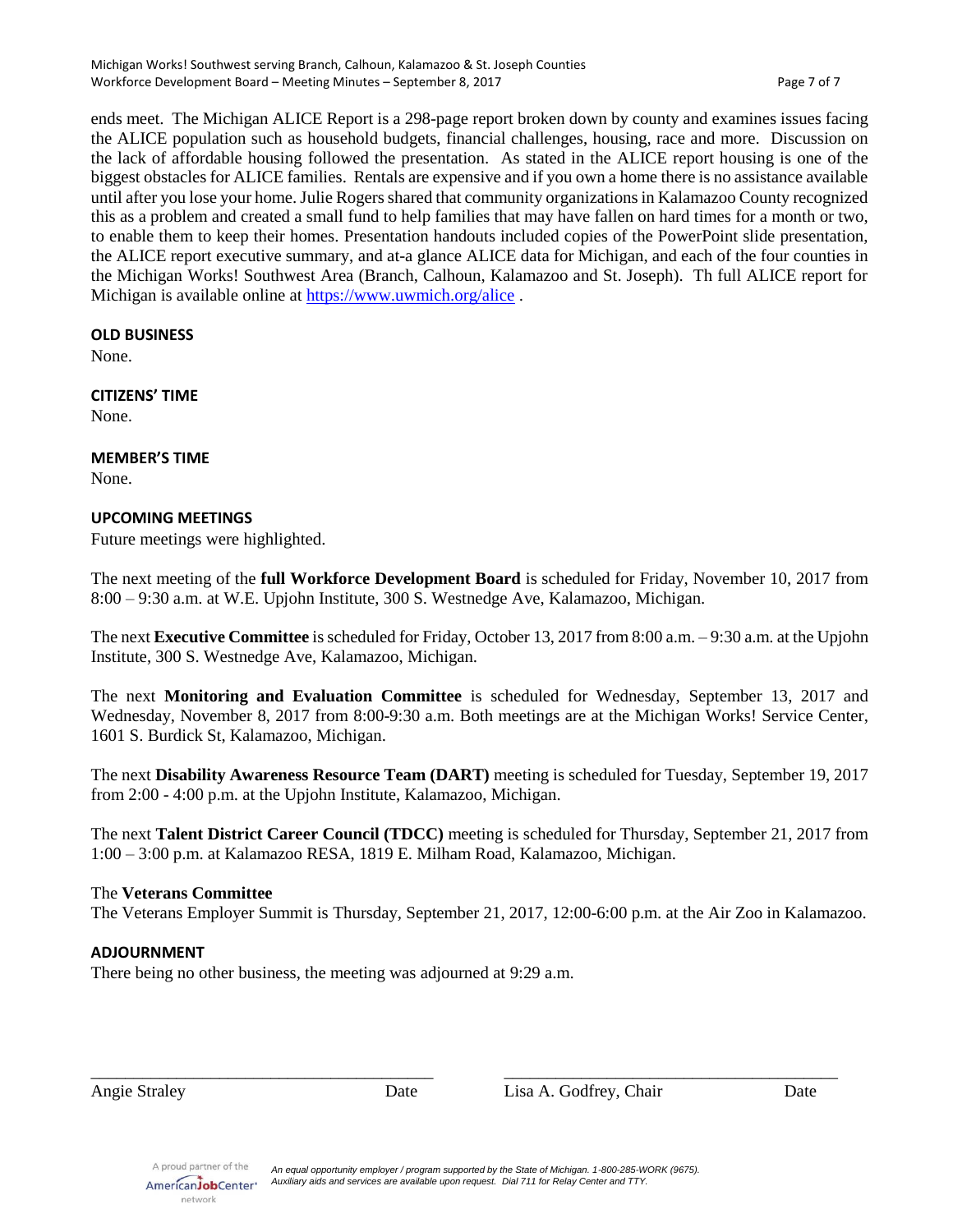ends meet. The Michigan ALICE Report is a 298-page report broken down by county and examines issues facing the ALICE population such as household budgets, financial challenges, housing, race and more. Discussion on the lack of affordable housing followed the presentation. As stated in the ALICE report housing is one of the biggest obstacles for ALICE families. Rentals are expensive and if you own a home there is no assistance available until after you lose your home. Julie Rogers shared that community organizations in Kalamazoo County recognized this as a problem and created a small fund to help families that may have fallen on hard times for a month or two, to enable them to keep their homes. Presentation handouts included copies of the PowerPoint slide presentation, the ALICE report executive summary, and at-a glance ALICE data for Michigan, and each of the four counties in the Michigan Works! Southwest Area (Branch, Calhoun, Kalamazoo and St. Joseph). Th full ALICE report for Michigan is available online at https://www.uwmich.org/alice .

**OLD BUSINESS**

None.

**CITIZENS' TIME**

None.

**MEMBER'S TIME**

None.

**UPCOMING MEETINGS**

Future meetings were highlighted.

The next meeting of the **full Workforce Development Board** is scheduled for Friday, November 10, 2017 from 8:00 – 9:30 a.m. at W.E. Upjohn Institute, 300 S. Westnedge Ave, Kalamazoo, Michigan.

The next **Executive Committee** is scheduled for Friday, October 13, 2017 from 8:00 a.m. – 9:30 a.m. at the Upjohn Institute, 300 S. Westnedge Ave, Kalamazoo, Michigan.

The next **Monitoring and Evaluation Committee** is scheduled for Wednesday, September 13, 2017 and Wednesday, November 8, 2017 from 8:00-9:30 a.m. Both meetings are at the Michigan Works! Service Center, 1601 S. Burdick St, Kalamazoo, Michigan.

The next **Disability Awareness Resource Team (DART)** meeting is scheduled for Tuesday, September 19, 2017 from 2:00 - 4:00 p.m. at the Upjohn Institute, Kalamazoo, Michigan.

The next **Talent District Career Council (TDCC)** meeting is scheduled for Thursday, September 21, 2017 from 1:00 – 3:00 p.m. at Kalamazoo RESA, 1819 E. Milham Road, Kalamazoo, Michigan.

The **Veterans Committee**

The Veterans Employer Summit is Thursday, September 21, 2017, 12:00-6:00 p.m. at the Air Zoo in Kalamazoo.

**ADJOURNMENT**

There being no other business, the meeting was adjourned at 9:29 a.m.

\_\_\_\_\_\_\_\_\_\_\_\_\_\_\_\_\_\_\_\_\_\_\_\_\_\_\_\_\_\_\_\_\_\_\_\_\_\_\_\_
Angie Straley    Date

\_\_\_\_\_\_\_\_\_\_\_\_\_\_\_\_\_\_\_\_\_\_\_\_\_\_\_\_\_\_\_\_\_\_\_\_\_\_\_\_
Lisa A. Godfrey, Chair    Date

A proud partner of the AmericanJobCenter network

*An equal opportunity employer / program supported by the State of Michigan. 1-800-285-WORK (9675). Auxiliary aids and services are available upon request. Dial 711 for Relay Center and TTY.*